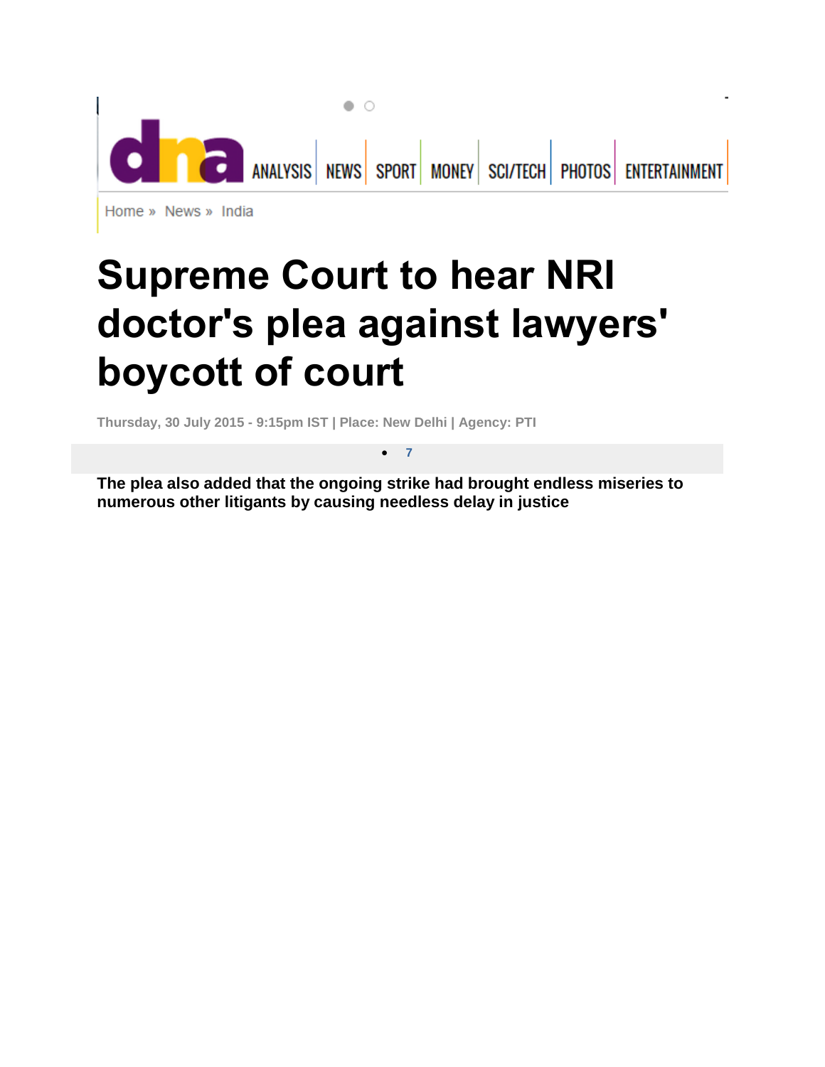ANALYSIS | NEWS | SPORT | MONEY | SCI/TECH | PHOTOS | ENTERTAINMENT

Home » News » India

# Supreme Court to hear NRI doctor's plea against lawyers' boycott of court

Thursday, 30 July 2015 - 9:15pm IST | Place: New Delhi | Agency: PTI

- 7

**The plea also added that the ongoing strike had brought endless miseries to numerous other litigants by causing needless delay in justice**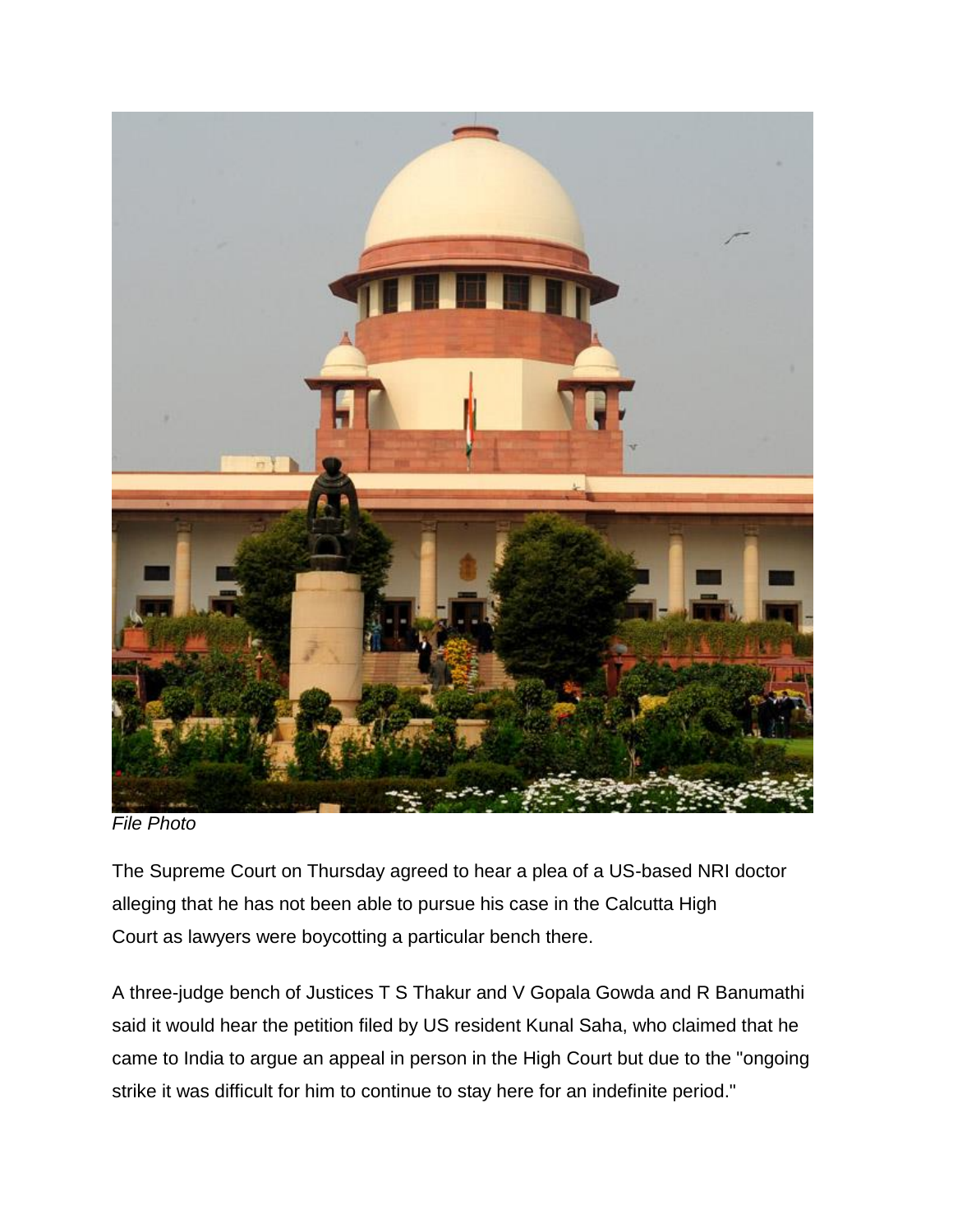*File Photo*

The Supreme Court on Thursday agreed to hear a plea of a US-based NRI doctor alleging that he has not been able to pursue his case in the Calcutta High Court as lawyers were boycotting a particular bench there.

A three-judge bench of Justices T S Thakur and V Gopala Gowda and R Banumathi said it would hear the petition filed by US resident Kunal Saha, who claimed that he came to India to argue an appeal in person in the High Court but due to the "ongoing strike it was difficult for him to continue to stay here for an indefinite period."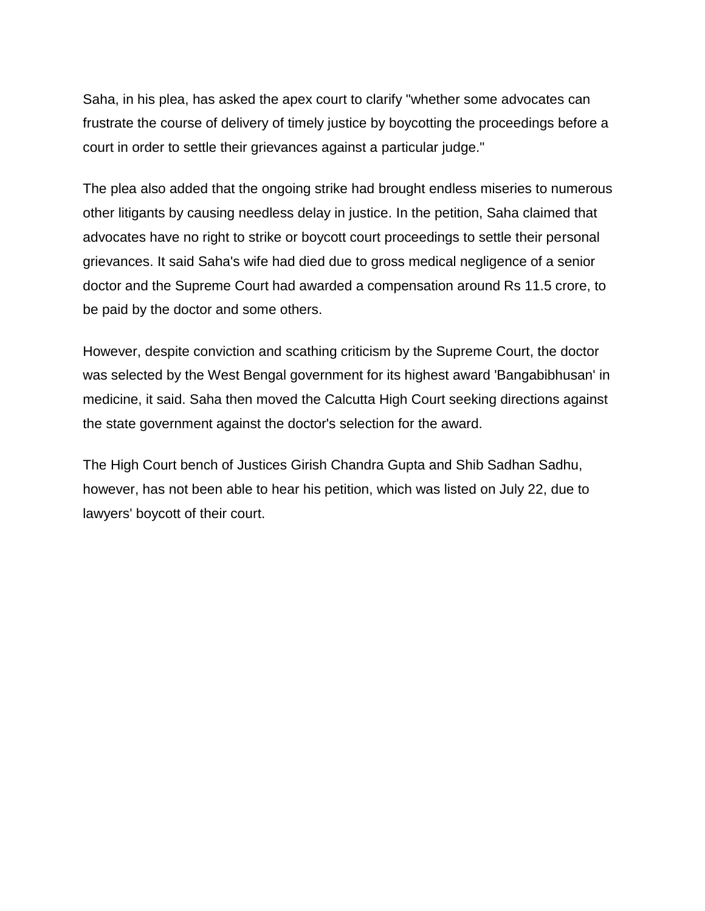Saha, in his plea, has asked the apex court to clarify "whether some advocates can frustrate the course of delivery of timely justice by boycotting the proceedings before a court in order to settle their grievances against a particular judge."

The plea also added that the ongoing strike had brought endless miseries to numerous other litigants by causing needless delay in justice. In the petition, Saha claimed that advocates have no right to strike or boycott court proceedings to settle their personal grievances. It said Saha's wife had died due to gross medical negligence of a senior doctor and the Supreme Court had awarded a compensation around Rs 11.5 crore, to be paid by the doctor and some others.

However, despite conviction and scathing criticism by the Supreme Court, the doctor was selected by the West Bengal government for its highest award 'Bangabibhusan' in medicine, it said. Saha then moved the Calcutta High Court seeking directions against the state government against the doctor's selection for the award.

The High Court bench of Justices Girish Chandra Gupta and Shib Sadhan Sadhu, however, has not been able to hear his petition, which was listed on July 22, due to lawyers' boycott of their court.